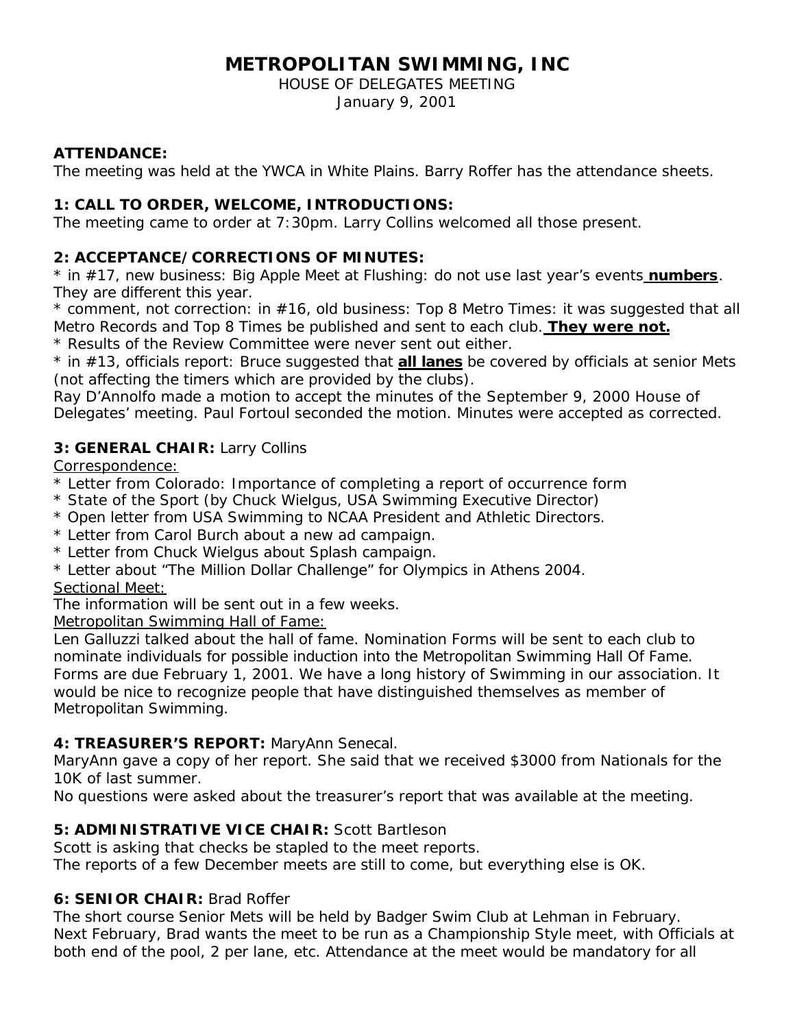# METROPOLITAN SWIMMING, INC

HOUSE OF DELEGATES MEETING
January 9, 2001

**ATTENDANCE:**
The meeting was held at the YWCA in White Plains. Barry Roffer has the attendance sheets.

**1: CALL TO ORDER, WELCOME, INTRODUCTIONS:**
The meeting came to order at 7:30pm. Larry Collins welcomed all those present.

**2: ACCEPTANCE/CORRECTIONS OF MINUTES:**
* in #17, new business: Big Apple Meet at Flushing: do not use last year's events **numbers**. They are different this year.
* comment, not correction: in #16, old business: Top 8 Metro Times: it was suggested that all Metro Records and Top 8 Times be published and sent to each club. **They were not.**
* Results of the Review Committee were never sent out either.
* in #13, officials report: Bruce suggested that **all lanes** be covered by officials at senior Mets (not affecting the timers which are provided by the clubs).

Ray D'Annolfo made a motion to accept the minutes of the September 9, 2000 House of Delegates' meeting. Paul Fortoul seconded the motion. Minutes were accepted as corrected.

**3: GENERAL CHAIR:** Larry Collins

Correspondence:
* Letter from Colorado: Importance of completing a report of occurrence form
* State of the Sport (by Chuck Wielgus, USA Swimming Executive Director)
* Open letter from USA Swimming to NCAA President and Athletic Directors.
* Letter from Carol Burch about a new ad campaign.
* Letter from Chuck Wielgus about Splash campaign.
* Letter about "The Million Dollar Challenge" for Olympics in Athens 2004.

Sectional Meet:
The information will be sent out in a few weeks.

Metropolitan Swimming Hall of Fame:
Len Galluzzi talked about the hall of fame. Nomination Forms will be sent to each club to nominate individuals for possible induction into the Metropolitan Swimming Hall Of Fame. Forms are due February 1, 2001. We have a long history of Swimming in our association. It would be nice to recognize people that have distinguished themselves as member of Metropolitan Swimming.

**4: TREASURER'S REPORT:** MaryAnn Senecal.
MaryAnn gave a copy of her report. She said that we received $3000 from Nationals for the 10K of last summer.
No questions were asked about the treasurer's report that was available at the meeting.

**5: ADMINISTRATIVE VICE CHAIR:** Scott Bartleson
Scott is asking that checks be stapled to the meet reports.
The reports of a few December meets are still to come, but everything else is OK.

**6: SENIOR CHAIR:** Brad Roffer
The short course Senior Mets will be held by Badger Swim Club at Lehman in February.
Next February, Brad wants the meet to be run as a Championship Style meet, with Officials at both end of the pool, 2 per lane, etc. Attendance at the meet would be mandatory for all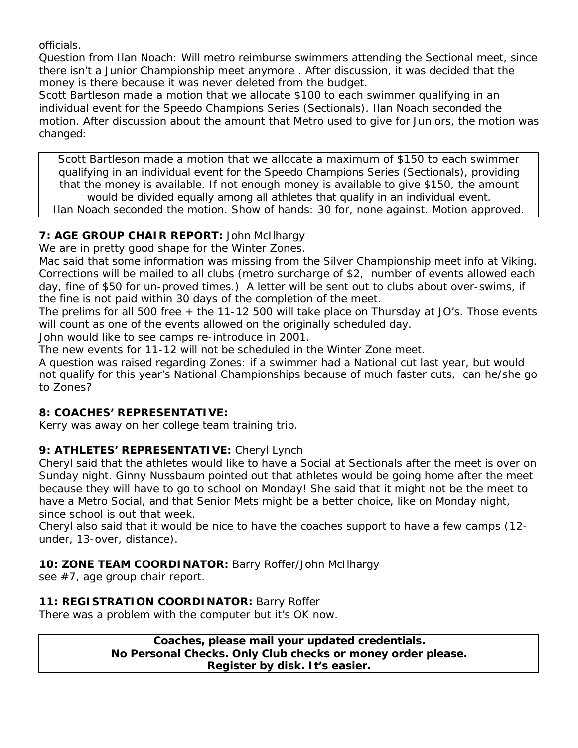officials.

Question from Ilan Noach: Will metro reimburse swimmers attending the Sectional meet, since there isn't a Junior Championship meet anymore . After discussion, it was decided that the money is there because it was never deleted from the budget.

Scott Bartleson made a motion that we allocate $100 to each swimmer qualifying in an individual event for the Speedo Champions Series (Sectionals). Ilan Noach seconded the motion. After discussion about the amount that Metro used to give for Juniors, the motion was changed:

> Scott Bartleson made a motion that we allocate a maximum of $150 to each swimmer qualifying in an individual event for the Speedo Champions Series (Sectionals), providing that the money is available. If not enough money is available to give $150, the amount would be divided equally among all athletes that qualify in an individual event.
> Ilan Noach seconded the motion. Show of hands: 30 for, none against. Motion approved.

**7: AGE GROUP CHAIR REPORT:** John McIlhargy

We are in pretty good shape for the Winter Zones.

Mac said that some information was missing from the Silver Championship meet info at Viking. Corrections will be mailed to all clubs (metro surcharge of $2, number of events allowed each day, fine of $50 for un-proved times.) A letter will be sent out to clubs about over-swims, if the fine is not paid within 30 days of the completion of the meet.

The prelims for all 500 free + the 11-12 500 will take place on Thursday at JO's. Those events will count as one of the events allowed on the originally scheduled day.

John would like to see camps re-introduce in 2001.

The new events for 11-12 will not be scheduled in the Winter Zone meet.

A question was raised regarding Zones: if a swimmer had a National cut last year, but would not qualify for this year's National Championships because of much faster cuts, can he/she go to Zones?

**8: COACHES' REPRESENTATIVE:**

Kerry was away on her college team training trip.

**9: ATHLETES' REPRESENTATIVE:** Cheryl Lynch

Cheryl said that the athletes would like to have a Social at Sectionals after the meet is over on Sunday night. Ginny Nussbaum pointed out that athletes would be going home after the meet because they will have to go to school on Monday! She said that it might not be the meet to have a Metro Social, and that Senior Mets might be a better choice, like on Monday night, since school is out that week.

Cheryl also said that it would be nice to have the coaches support to have a few camps (12-under, 13-over, distance).

**10: ZONE TEAM COORDINATOR:** Barry Roffer/John McIlhargy

see #7, age group chair report.

**11: REGISTRATION COORDINATOR:** Barry Roffer

There was a problem with the computer but it's OK now.

> **Coaches, please mail your updated credentials.**
> **No Personal Checks. Only Club checks or money order please.**
> **Register by disk. It's easier.**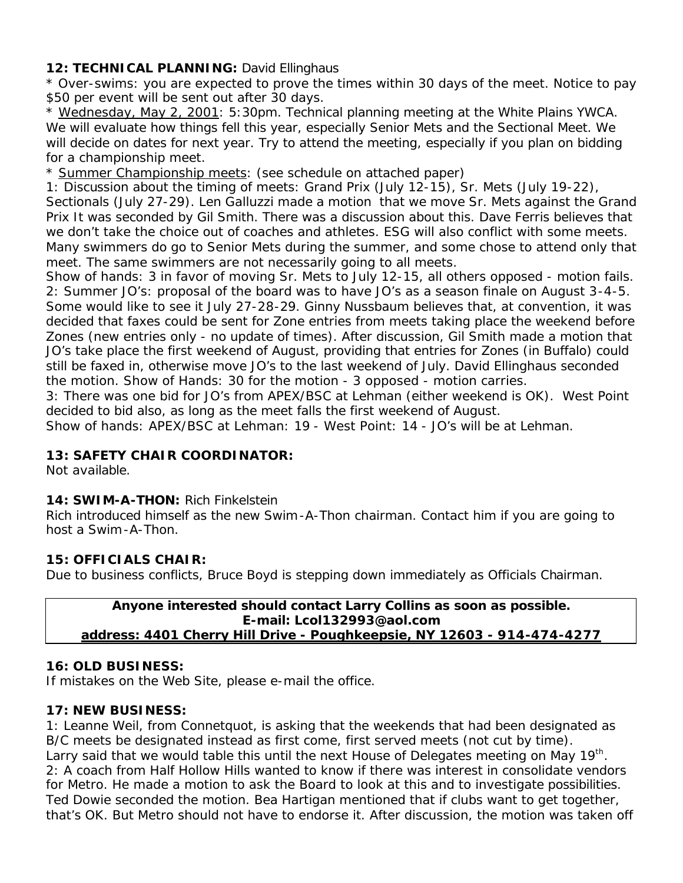**12: TECHNICAL PLANNING:** David Ellinghaus

* Over-swims: you are expected to prove the times within 30 days of the meet. Notice to pay $50 per event will be sent out after 30 days.

* Wednesday, May 2, 2001: 5:30pm. Technical planning meeting at the White Plains YWCA. We will evaluate how things fell this year, especially Senior Mets and the Sectional Meet. We will decide on dates for next year. Try to attend the meeting, especially if you plan on bidding for a championship meet.

* Summer Championship meets: (see schedule on attached paper)

1: Discussion about the timing of meets: Grand Prix (July 12-15), Sr. Mets (July 19-22), Sectionals (July 27-29). Len Galluzzi made a motion that we move Sr. Mets against the Grand Prix It was seconded by Gil Smith. There was a discussion about this. Dave Ferris believes that we don't take the choice out of coaches and athletes. ESG will also conflict with some meets. Many swimmers do go to Senior Mets during the summer, and some chose to attend only that meet. The same swimmers are not necessarily going to all meets.

Show of hands: 3 in favor of moving Sr. Mets to July 12-15, all others opposed - motion fails.

2: Summer JO's: proposal of the board was to have JO's as a season finale on August 3-4-5. Some would like to see it July 27-28-29. Ginny Nussbaum believes that, at convention, it was decided that faxes could be sent for Zone entries from meets taking place the weekend before Zones (new entries only - no update of times). After discussion, Gil Smith made a motion that JO's take place the first weekend of August, providing that entries for Zones (in Buffalo) could still be faxed in, otherwise move JO's to the last weekend of July. David Ellinghaus seconded the motion. Show of Hands: 30 for the motion - 3 opposed - motion carries.

3: There was one bid for JO's from APEX/BSC at Lehman (either weekend is OK). West Point decided to bid also, as long as the meet falls the first weekend of August.

Show of hands: APEX/BSC at Lehman: 19 - West Point: 14 - JO's will be at Lehman.

**13: SAFETY CHAIR COORDINATOR:**

Not available.

**14: SWIM-A-THON:** Rich Finkelstein

Rich introduced himself as the new Swim-A-Thon chairman. Contact him if you are going to host a Swim-A-Thon.

**15: OFFICIALS CHAIR:**

Due to business conflicts, Bruce Boyd is stepping down immediately as Officials Chairman.

**Anyone interested should contact Larry Collins as soon as possible.**
**E-mail: Lcol132993@aol.com**
**address: 4401 Cherry Hill Drive - Poughkeepsie, NY 12603 - 914-474-4277**

**16: OLD BUSINESS:**

If mistakes on the Web Site, please e-mail the office.

**17: NEW BUSINESS:**

1: Leanne Weil, from Connetquot, is asking that the weekends that had been designated as B/C meets be designated instead as first come, first served meets (not cut by time). Larry said that we would table this until the next House of Delegates meeting on May 19th.

2: A coach from Half Hollow Hills wanted to know if there was interest in consolidate vendors for Metro. He made a motion to ask the Board to look at this and to investigate possibilities. Ted Dowie seconded the motion. Bea Hartigan mentioned that if clubs want to get together, that's OK. But Metro should not have to endorse it. After discussion, the motion was taken off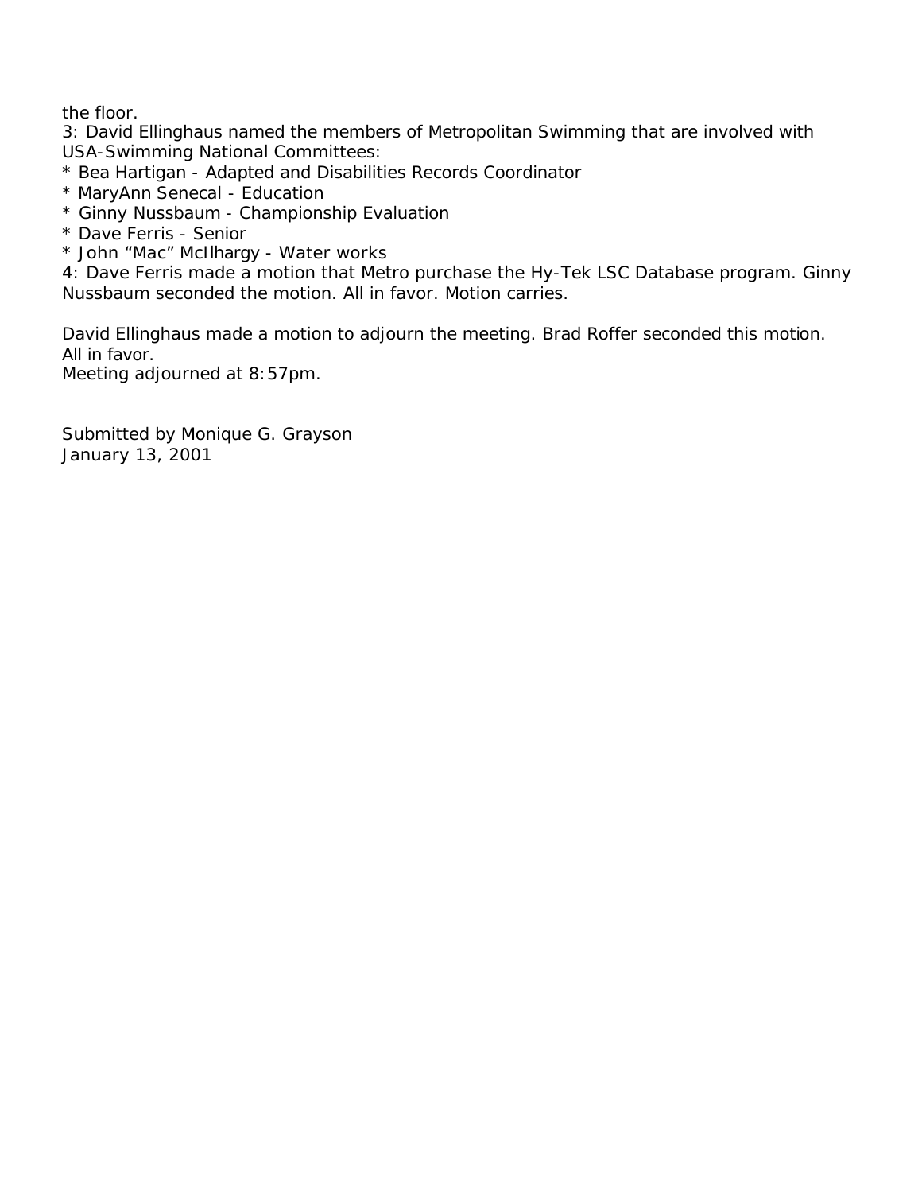the floor.

3: David Ellinghaus named the members of Metropolitan Swimming that are involved with USA-Swimming National Committees:

* Bea Hartigan - Adapted and Disabilities Records Coordinator
* MaryAnn Senecal - Education
* Ginny Nussbaum - Championship Evaluation
* Dave Ferris - Senior
* John “Mac” McIlhargy - Water works

4: Dave Ferris made a motion that Metro purchase the Hy-Tek LSC Database program. Ginny Nussbaum seconded the motion. All in favor. Motion carries.

David Ellinghaus made a motion to adjourn the meeting. Brad Roffer seconded this motion. All in favor.
Meeting adjourned at 8:57pm.

Submitted by Monique G. Grayson
January 13, 2001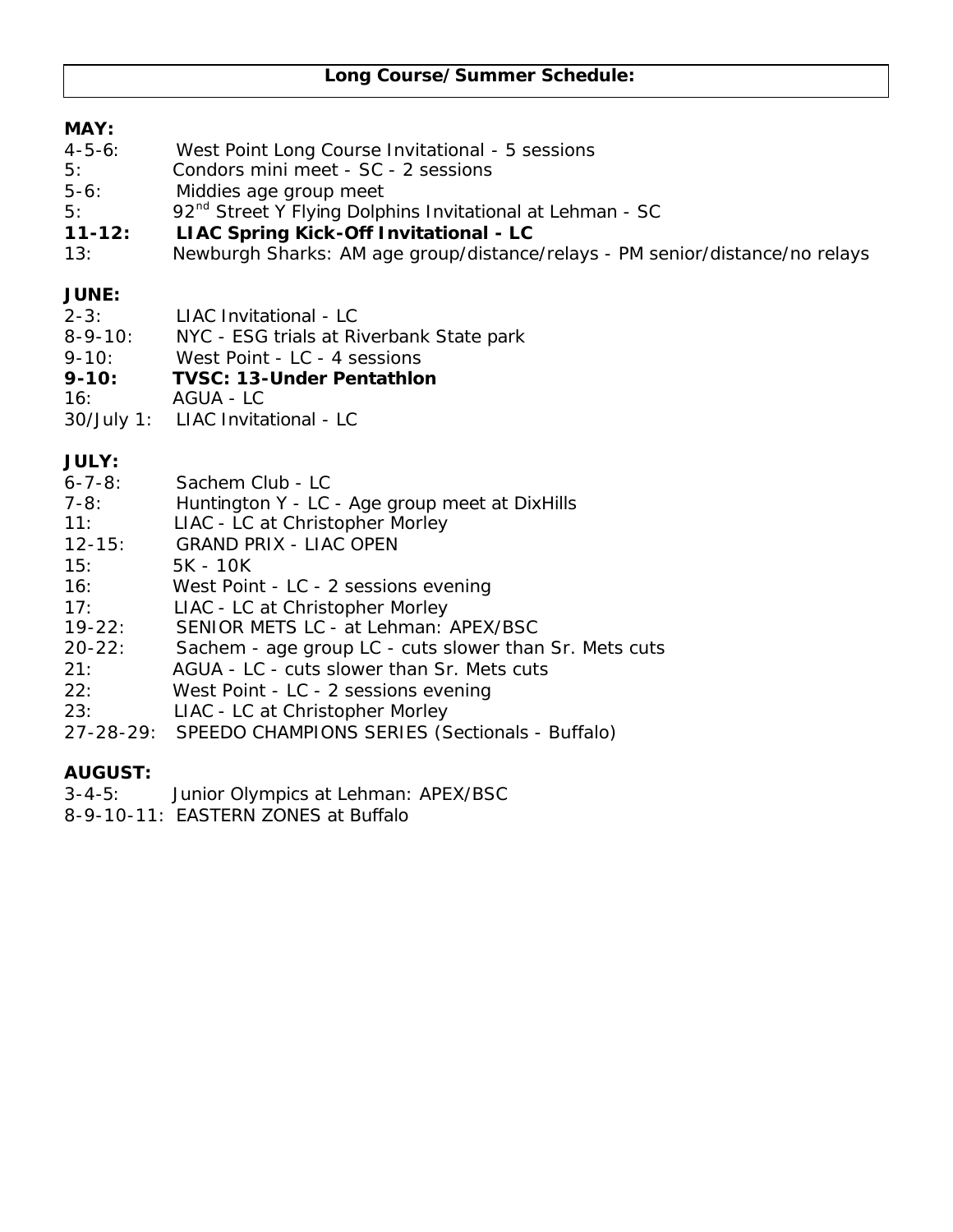## Long Course/Summer Schedule:

**MAY:**

4-5-6: West Point Long Course Invitational - 5 sessions
5: Condors mini meet - SC - 2 sessions
5-6: Middies age group meet
5: 92nd Street Y Flying Dolphins Invitational at Lehman - SC
**11-12: LIAC Spring Kick-Off Invitational - LC**
13: Newburgh Sharks: AM age group/distance/relays - PM senior/distance/no relays

**JUNE:**

2-3: LIAC Invitational - LC
8-9-10: NYC - ESG trials at Riverbank State park
9-10: West Point - LC - 4 sessions
**9-10: TVSC: 13-Under Pentathlon**
16: AGUA - LC
30/July 1: LIAC Invitational - LC

**JULY:**

6-7-8: Sachem Club - LC
7-8: Huntington Y - LC - Age group meet at DixHills
11: LIAC - LC at Christopher Morley
12-15: GRAND PRIX - LIAC OPEN
15: 5K - 10K
16: West Point - LC - 2 sessions evening
17: LIAC - LC at Christopher Morley
19-22: SENIOR METS LC - at Lehman: APEX/BSC
20-22: Sachem - age group LC - cuts slower than Sr. Mets cuts
21: AGUA - LC - cuts slower than Sr. Mets cuts
22: West Point - LC - 2 sessions evening
23: LIAC - LC at Christopher Morley
27-28-29: SPEEDO CHAMPIONS SERIES (Sectionals - Buffalo)

**AUGUST:**

3-4-5: Junior Olympics at Lehman: APEX/BSC
8-9-10-11: EASTERN ZONES at Buffalo